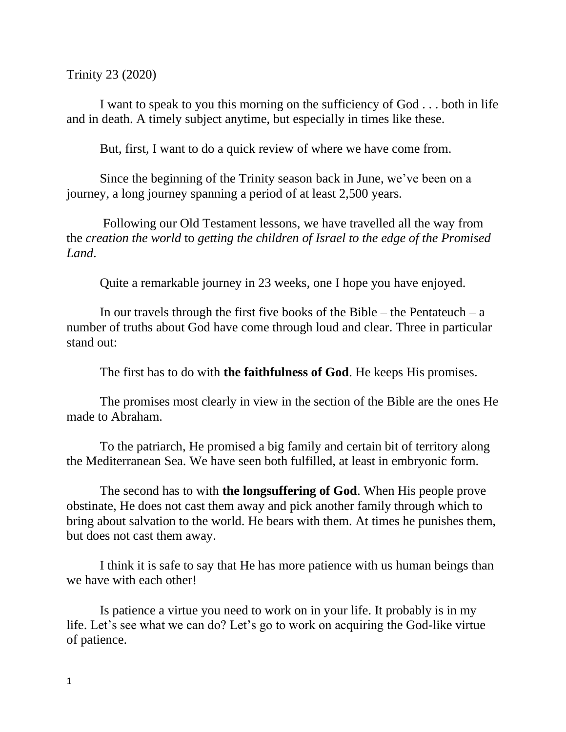Trinity 23 (2020)

I want to speak to you this morning on the sufficiency of God . . . both in life and in death. A timely subject anytime, but especially in times like these.

But, first, I want to do a quick review of where we have come from.

Since the beginning of the Trinity season back in June, we've been on a journey, a long journey spanning a period of at least 2,500 years.

Following our Old Testament lessons, we have travelled all the way from the *creation the world* to *getting the children of Israel to the edge of the Promised Land*.

Quite a remarkable journey in 23 weeks, one I hope you have enjoyed.

In our travels through the first five books of the Bible – the Pentateuch – a number of truths about God have come through loud and clear. Three in particular stand out:

The first has to do with **the faithfulness of God**. He keeps His promises.

The promises most clearly in view in the section of the Bible are the ones He made to Abraham.

To the patriarch, He promised a big family and certain bit of territory along the Mediterranean Sea. We have seen both fulfilled, at least in embryonic form.

The second has to with **the longsuffering of God**. When His people prove obstinate, He does not cast them away and pick another family through which to bring about salvation to the world. He bears with them. At times he punishes them, but does not cast them away.

I think it is safe to say that He has more patience with us human beings than we have with each other!

Is patience a virtue you need to work on in your life. It probably is in my life. Let's see what we can do? Let's go to work on acquiring the God-like virtue of patience.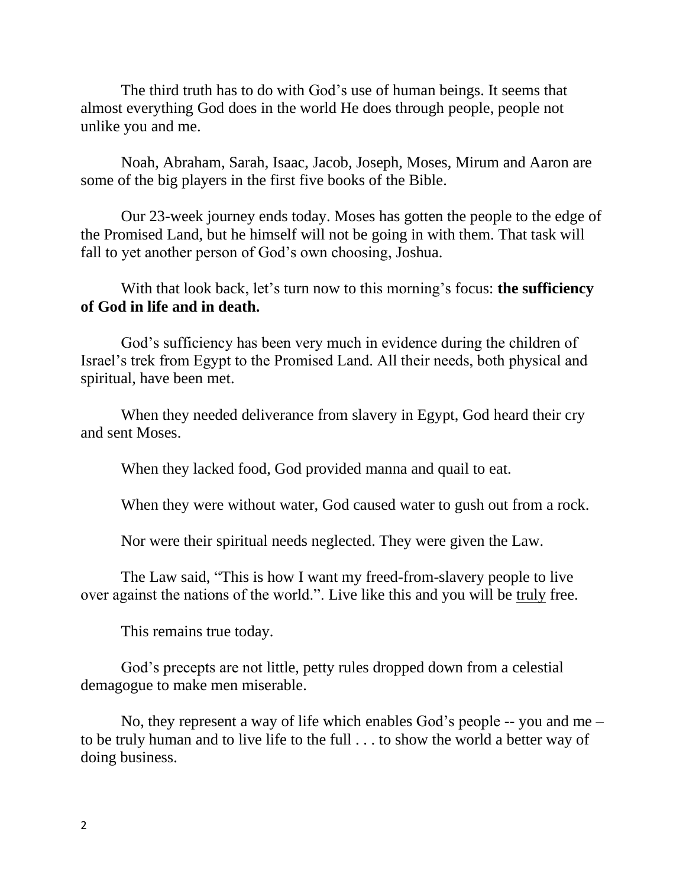The third truth has to do with God's use of human beings. It seems that almost everything God does in the world He does through people, people not unlike you and me.

Noah, Abraham, Sarah, Isaac, Jacob, Joseph, Moses, Mirum and Aaron are some of the big players in the first five books of the Bible.

Our 23-week journey ends today. Moses has gotten the people to the edge of the Promised Land, but he himself will not be going in with them. That task will fall to yet another person of God's own choosing, Joshua.

With that look back, let's turn now to this morning's focus: **the sufficiency of God in life and in death.**

God's sufficiency has been very much in evidence during the children of Israel's trek from Egypt to the Promised Land. All their needs, both physical and spiritual, have been met.

When they needed deliverance from slavery in Egypt, God heard their cry and sent Moses.

When they lacked food, God provided manna and quail to eat.

When they were without water, God caused water to gush out from a rock.

Nor were their spiritual needs neglected. They were given the Law.

The Law said, "This is how I want my freed-from-slavery people to live over against the nations of the world.". Live like this and you will be <u>truly</u> free.

This remains true today.

God's precepts are not little, petty rules dropped down from a celestial demagogue to make men miserable.

No, they represent a way of life which enables God's people -- you and me – to be truly human and to live life to the full . . . to show the world a better way of doing business.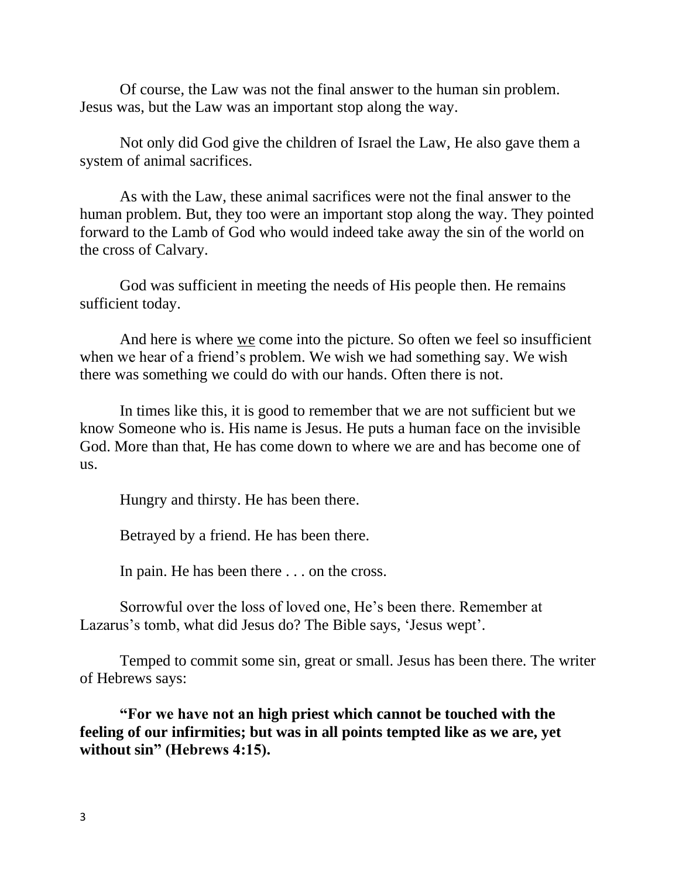Of course, the Law was not the final answer to the human sin problem. Jesus was, but the Law was an important stop along the way.

Not only did God give the children of Israel the Law, He also gave them a system of animal sacrifices.

As with the Law, these animal sacrifices were not the final answer to the human problem. But, they too were an important stop along the way. They pointed forward to the Lamb of God who would indeed take away the sin of the world on the cross of Calvary.

God was sufficient in meeting the needs of His people then. He remains sufficient today.

And here is where <u>we</u> come into the picture. So often we feel so insufficient when we hear of a friend's problem. We wish we had something say. We wish there was something we could do with our hands. Often there is not.

In times like this, it is good to remember that we are not sufficient but we know Someone who is. His name is Jesus. He puts a human face on the invisible God. More than that, He has come down to where we are and has become one of us.

Hungry and thirsty. He has been there.

Betrayed by a friend. He has been there.

In pain. He has been there . . . on the cross.

Sorrowful over the loss of loved one, He's been there. Remember at Lazarus's tomb, what did Jesus do? The Bible says, 'Jesus wept'.

Temped to commit some sin, great or small. Jesus has been there. The writer of Hebrews says:

**"For we have not an high priest which cannot be touched with the feeling of our infirmities; but was in all points tempted like as we are, yet without sin" (Hebrews 4:15).**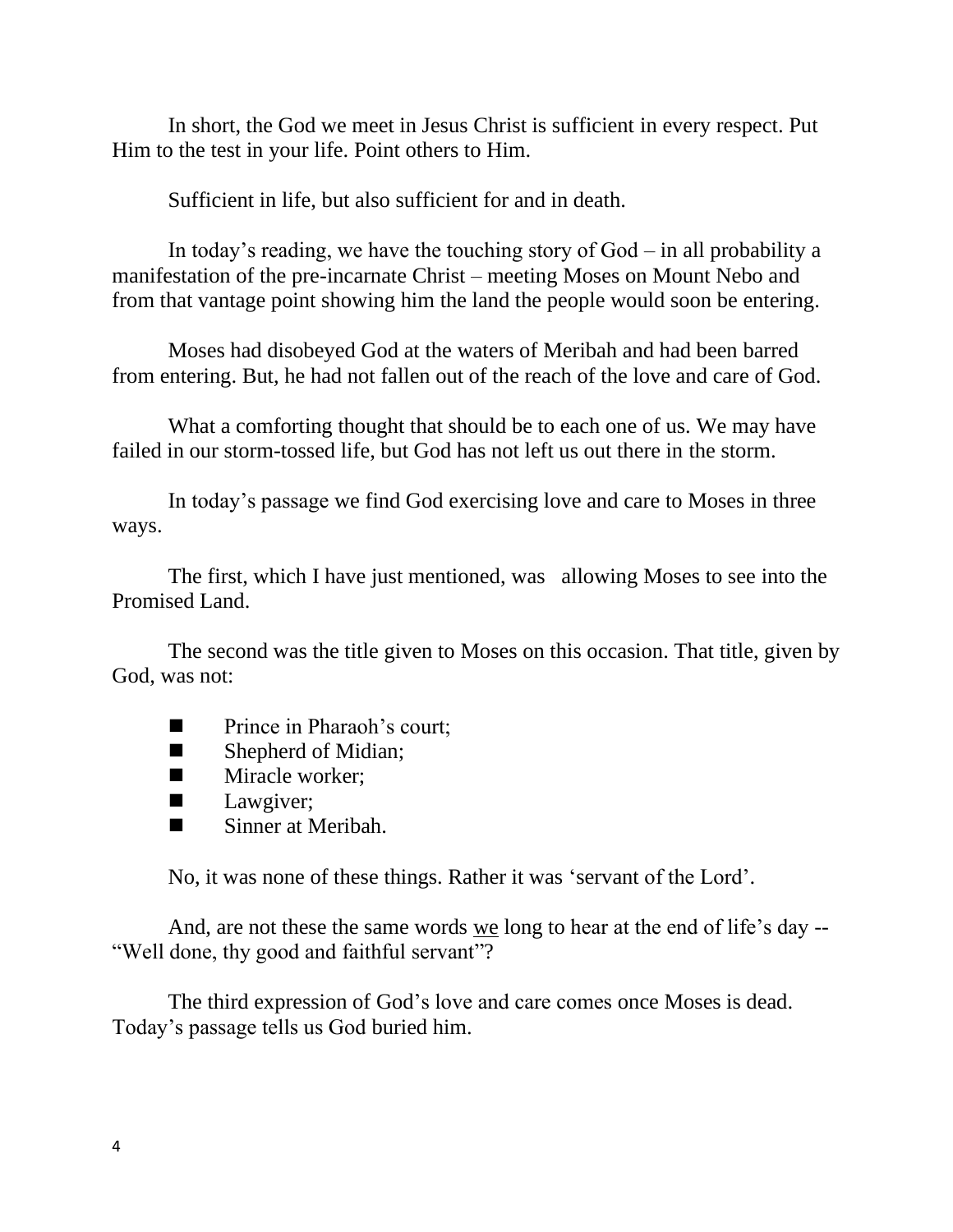In short, the God we meet in Jesus Christ is sufficient in every respect. Put Him to the test in your life. Point others to Him.

Sufficient in life, but also sufficient for and in death.

In today's reading, we have the touching story of God – in all probability a manifestation of the pre-incarnate Christ – meeting Moses on Mount Nebo and from that vantage point showing him the land the people would soon be entering.

Moses had disobeyed God at the waters of Meribah and had been barred from entering. But, he had not fallen out of the reach of the love and care of God.

What a comforting thought that should be to each one of us. We may have failed in our storm-tossed life, but God has not left us out there in the storm.

In today's passage we find God exercising love and care to Moses in three ways.

The first, which I have just mentioned, was allowing Moses to see into the Promised Land.

The second was the title given to Moses on this occasion. That title, given by God, was not:

- Prince in Pharaoh's court;
- Shepherd of Midian;
- Miracle worker;
- Lawgiver;
- Sinner at Meribah.

No, it was none of these things. Rather it was 'servant of the Lord'.

And, are not these the same words <u>we</u> long to hear at the end of life's day -- "Well done, thy good and faithful servant"?

The third expression of God's love and care comes once Moses is dead. Today's passage tells us God buried him.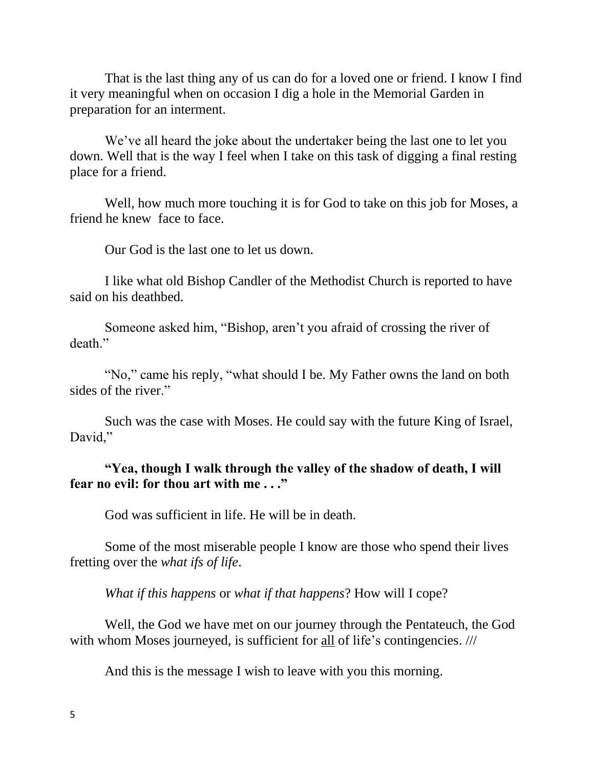That is the last thing any of us can do for a loved one or friend. I know I find it very meaningful when on occasion I dig a hole in the Memorial Garden in preparation for an interment.

We've all heard the joke about the undertaker being the last one to let you down. Well that is the way I feel when I take on this task of digging a final resting place for a friend.

Well, how much more touching it is for God to take on this job for Moses, a friend he knew  face to face.

Our God is the last one to let us down.

I like what old Bishop Candler of the Methodist Church is reported to have said on his deathbed.

Someone asked him, "Bishop, aren't you afraid of crossing the river of death."

"No," came his reply, "what should I be. My Father owns the land on both sides of the river."

Such was the case with Moses. He could say with the future King of Israel, David,"

**"Yea, though I walk through the valley of the shadow of death, I will fear no evil: for thou art with me . . ."**

God was sufficient in life. He will be in death.

Some of the most miserable people I know are those who spend their lives fretting over the *what ifs of life*.

*What if this happens* or *what if that happens*? How will I cope?

Well, the God we have met on our journey through the Pentateuch, the God with whom Moses journeyed, is sufficient for <u>all</u> of life's contingencies. ///

And this is the message I wish to leave with you this morning.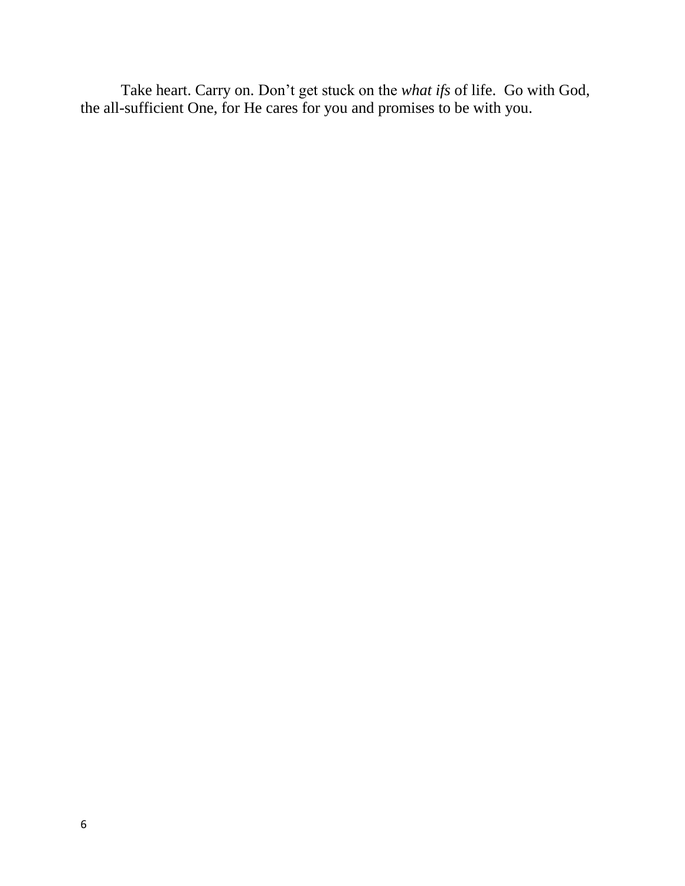Take heart. Carry on. Don’t get stuck on the *what ifs* of life. Go with God, the all-sufficient One, for He cares for you and promises to be with you.